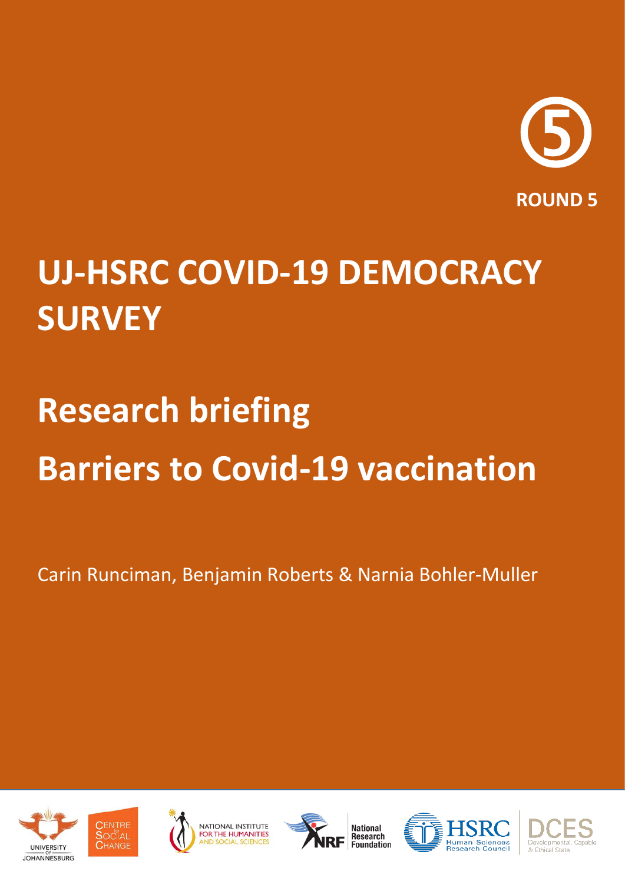⑤

ROUND 5

# UJ-HSRC COVID-19 DEMOCRACY SURVEY

## Research briefing

## Barriers to Covid-19 vaccination

Carin Runciman, Benjamin Roberts & Narnia Bohler-Muller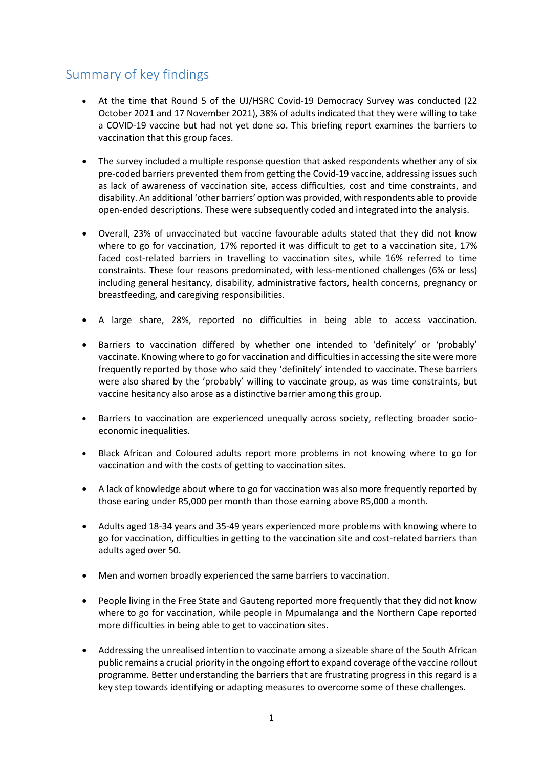## Summary of key findings

- At the time that Round 5 of the UJ/HSRC Covid-19 Democracy Survey was conducted (22 October 2021 and 17 November 2021), 38% of adults indicated that they were willing to take a COVID-19 vaccine but had not yet done so. This briefing report examines the barriers to vaccination that this group faces.

- The survey included a multiple response question that asked respondents whether any of six pre-coded barriers prevented them from getting the Covid-19 vaccine, addressing issues such as lack of awareness of vaccination site, access difficulties, cost and time constraints, and disability. An additional 'other barriers' option was provided, with respondents able to provide open-ended descriptions. These were subsequently coded and integrated into the analysis.

- Overall, 23% of unvaccinated but vaccine favourable adults stated that they did not know where to go for vaccination, 17% reported it was difficult to get to a vaccination site, 17% faced cost-related barriers in travelling to vaccination sites, while 16% referred to time constraints. These four reasons predominated, with less-mentioned challenges (6% or less) including general hesitancy, disability, administrative factors, health concerns, pregnancy or breastfeeding, and caregiving responsibilities.

- A large share, 28%, reported no difficulties in being able to access vaccination.

- Barriers to vaccination differed by whether one intended to 'definitely' or 'probably' vaccinate. Knowing where to go for vaccination and difficulties in accessing the site were more frequently reported by those who said they 'definitely' intended to vaccinate. These barriers were also shared by the 'probably' willing to vaccinate group, as was time constraints, but vaccine hesitancy also arose as a distinctive barrier among this group.

- Barriers to vaccination are experienced unequally across society, reflecting broader socio-economic inequalities.

- Black African and Coloured adults report more problems in not knowing where to go for vaccination and with the costs of getting to vaccination sites.

- A lack of knowledge about where to go for vaccination was also more frequently reported by those earing under R5,000 per month than those earning above R5,000 a month.

- Adults aged 18-34 years and 35-49 years experienced more problems with knowing where to go for vaccination, difficulties in getting to the vaccination site and cost-related barriers than adults aged over 50.

- Men and women broadly experienced the same barriers to vaccination.

- People living in the Free State and Gauteng reported more frequently that they did not know where to go for vaccination, while people in Mpumalanga and the Northern Cape reported more difficulties in being able to get to vaccination sites.

- Addressing the unrealised intention to vaccinate among a sizeable share of the South African public remains a crucial priority in the ongoing effort to expand coverage of the vaccine rollout programme. Better understanding the barriers that are frustrating progress in this regard is a key step towards identifying or adapting measures to overcome some of these challenges.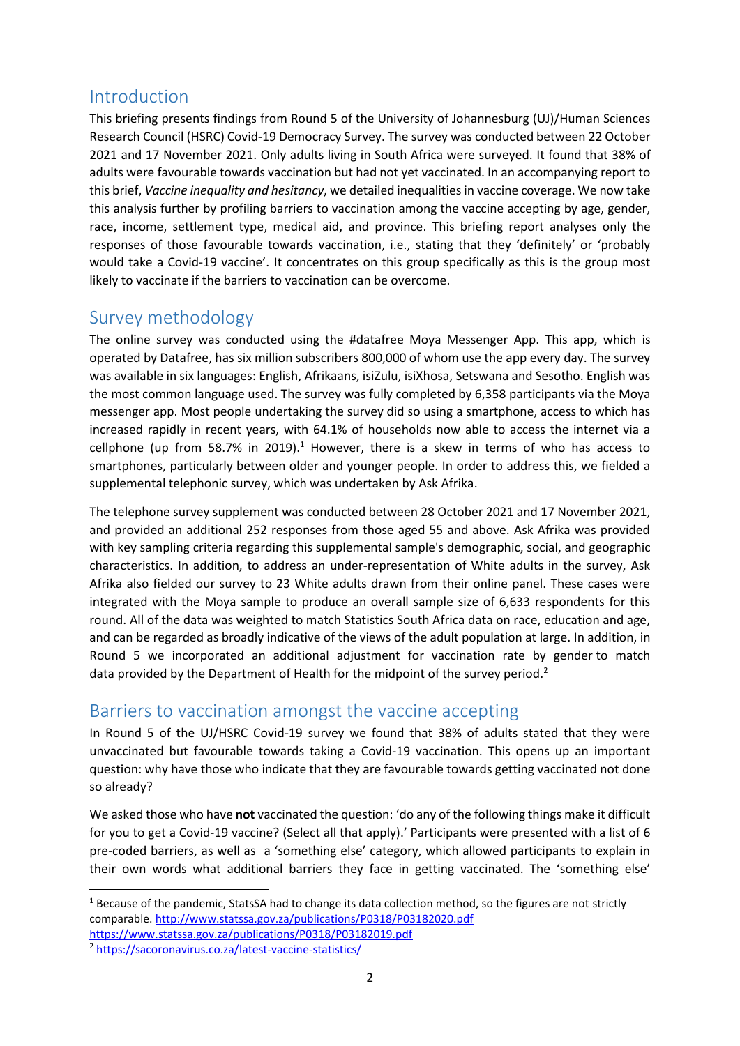## Introduction

This briefing presents findings from Round 5 of the University of Johannesburg (UJ)/Human Sciences Research Council (HSRC) Covid-19 Democracy Survey. The survey was conducted between 22 October 2021 and 17 November 2021. Only adults living in South Africa were surveyed. It found that 38% of adults were favourable towards vaccination but had not yet vaccinated. In an accompanying report to this brief, *Vaccine inequality and hesitancy*, we detailed inequalities in vaccine coverage. We now take this analysis further by profiling barriers to vaccination among the vaccine accepting by age, gender, race, income, settlement type, medical aid, and province. This briefing report analyses only the responses of those favourable towards vaccination, i.e., stating that they 'definitely' or 'probably would take a Covid-19 vaccine'. It concentrates on this group specifically as this is the group most likely to vaccinate if the barriers to vaccination can be overcome.

## Survey methodology

The online survey was conducted using the #datafree Moya Messenger App. This app, which is operated by Datafree, has six million subscribers 800,000 of whom use the app every day. The survey was available in six languages: English, Afrikaans, isiZulu, isiXhosa, Setswana and Sesotho. English was the most common language used. The survey was fully completed by 6,358 participants via the Moya messenger app. Most people undertaking the survey did so using a smartphone, access to which has increased rapidly in recent years, with 64.1% of households now able to access the internet via a cellphone (up from 58.7% in 2019).[1] However, there is a skew in terms of who has access to smartphones, particularly between older and younger people. In order to address this, we fielded a supplemental telephonic survey, which was undertaken by Ask Afrika.

The telephone survey supplement was conducted between 28 October 2021 and 17 November 2021, and provided an additional 252 responses from those aged 55 and above. Ask Afrika was provided with key sampling criteria regarding this supplemental sample's demographic, social, and geographic characteristics. In addition, to address an under-representation of White adults in the survey, Ask Afrika also fielded our survey to 23 White adults drawn from their online panel. These cases were integrated with the Moya sample to produce an overall sample size of 6,633 respondents for this round. All of the data was weighted to match Statistics South Africa data on race, education and age, and can be regarded as broadly indicative of the views of the adult population at large. In addition, in Round 5 we incorporated an additional adjustment for vaccination rate by gender to match data provided by the Department of Health for the midpoint of the survey period.[2]

## Barriers to vaccination amongst the vaccine accepting

In Round 5 of the UJ/HSRC Covid-19 survey we found that 38% of adults stated that they were unvaccinated but favourable towards taking a Covid-19 vaccination. This opens up an important question: why have those who indicate that they are favourable towards getting vaccinated not done so already?

We asked those who have **not** vaccinated the question: 'do any of the following things make it difficult for you to get a Covid-19 vaccine? (Select all that apply).' Participants were presented with a list of 6 pre-coded barriers, as well as a 'something else' category, which allowed participants to explain in their own words what additional barriers they face in getting vaccinated. The 'something else'

---

[1] Because of the pandemic, StatsSA had to change its data collection method, so the figures are not strictly comparable. http://www.statssa.gov.za/publications/P0318/P03182020.pdf https://www.statssa.gov.za/publications/P0318/P03182019.pdf

[2] https://sacoronavirus.co.za/latest-vaccine-statistics/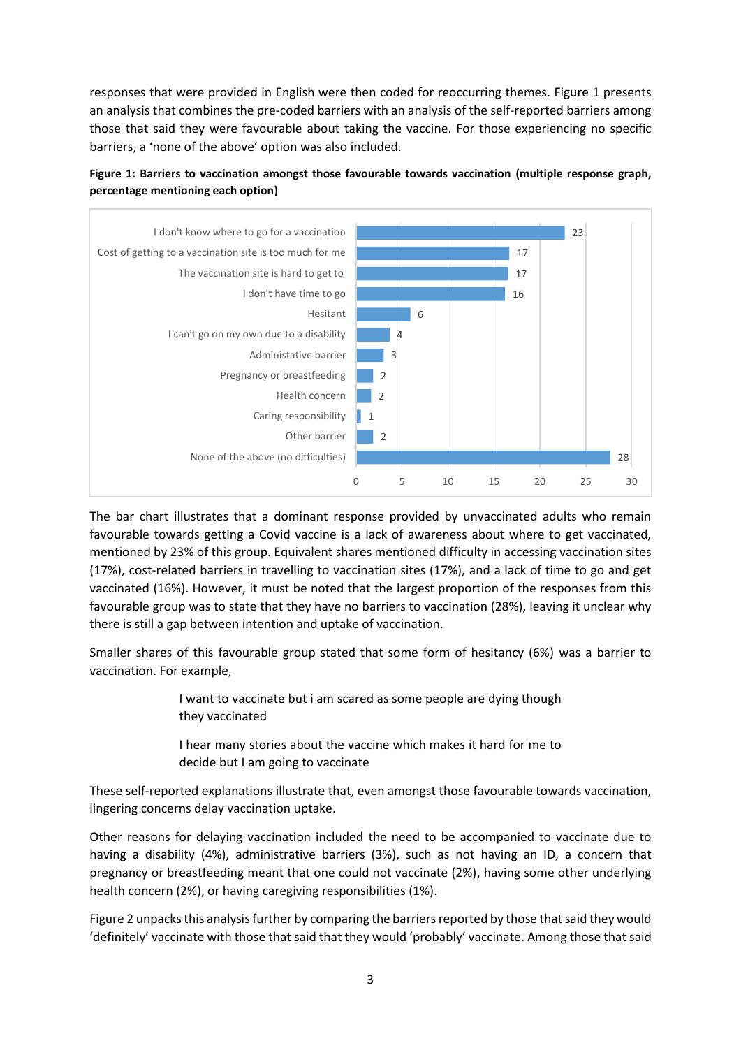responses that were provided in English were then coded for reoccurring themes. Figure 1 presents an analysis that combines the pre-coded barriers with an analysis of the self-reported barriers among those that said they were favourable about taking the vaccine. For those experiencing no specific barriers, a 'none of the above' option was also included.

**Figure 1: Barriers to vaccination amongst those favourable towards vaccination (multiple response graph, percentage mentioning each option)**

| Barrier | % |
|---|---|
| I don't know where to go for a vaccination | 23 |
| Cost of getting to a vaccination site is too much for me | 17 |
| The vaccination site is hard to get to | 17 |
| I don't have time to go | 16 |
| Hesitant | 6 |
| I can't go on my own due to a disability | 4 |
| Administative barrier | 3 |
| Pregnancy or breastfeeding | 2 |
| Health concern | 2 |
| Caring responsibility | 1 |
| Other barrier | 2 |
| None of the above (no difficulties) | 28 |

The bar chart illustrates that a dominant response provided by unvaccinated adults who remain favourable towards getting a Covid vaccine is a lack of awareness about where to get vaccinated, mentioned by 23% of this group. Equivalent shares mentioned difficulty in accessing vaccination sites (17%), cost-related barriers in travelling to vaccination sites (17%), and a lack of time to go and get vaccinated (16%). However, it must be noted that the largest proportion of the responses from this favourable group was to state that they have no barriers to vaccination (28%), leaving it unclear why there is still a gap between intention and uptake of vaccination.

Smaller shares of this favourable group stated that some form of hesitancy (6%) was a barrier to vaccination. For example,

> I want to vaccinate but i am scared as some people are dying though they vaccinated
>
> I hear many stories about the vaccine which makes it hard for me to decide but I am going to vaccinate

These self-reported explanations illustrate that, even amongst those favourable towards vaccination, lingering concerns delay vaccination uptake.

Other reasons for delaying vaccination included the need to be accompanied to vaccinate due to having a disability (4%), administrative barriers (3%), such as not having an ID, a concern that pregnancy or breastfeeding meant that one could not vaccinate (2%), having some other underlying health concern (2%), or having caregiving responsibilities (1%).

Figure 2 unpacks this analysis further by comparing the barriers reported by those that said they would 'definitely' vaccinate with those that said that they would 'probably' vaccinate. Among those that said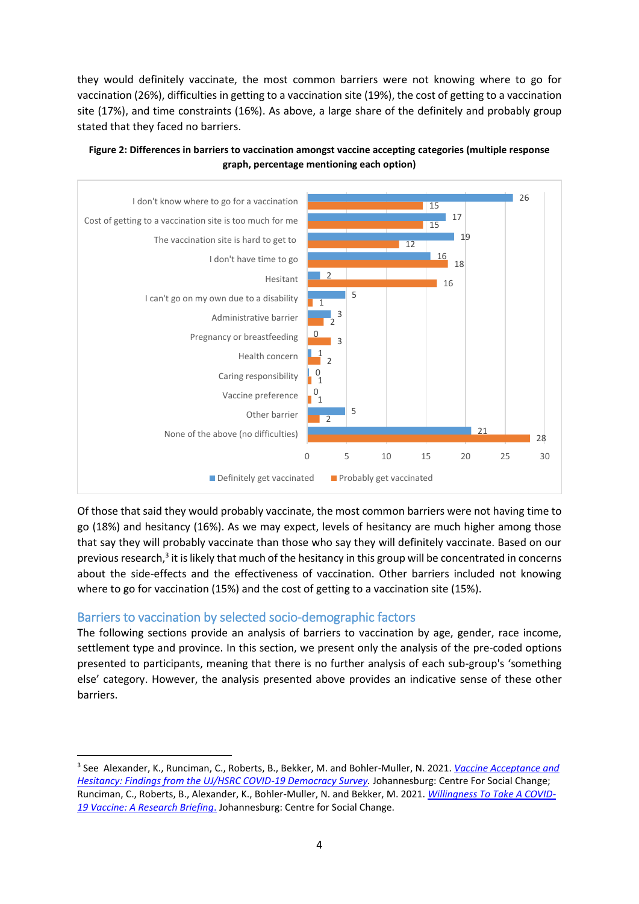they would definitely vaccinate, the most common barriers were not knowing where to go for vaccination (26%), difficulties in getting to a vaccination site (19%), the cost of getting to a vaccination site (17%), and time constraints (16%). As above, a large share of the definitely and probably group stated that they faced no barriers.

**Figure 2: Differences in barriers to vaccination amongst vaccine accepting categories (multiple response graph, percentage mentioning each option)**

| Barrier | Definitely get vaccinated | Probably get vaccinated |
|---|---|---|
| I don't know where to go for a vaccination | 26 | 15 |
| Cost of getting to a vaccination site is too much for me | 17 | 15 |
| The vaccination site is hard to get to | 19 | 12 |
| I don't have time to go | 16 | 18 |
| Hesitant | 2 | 16 |
| I can't go on my own due to a disability | 5 | 1 |
| Administrative barrier | 3 | 2 |
| Pregnancy or breastfeeding | 0 | 3 |
| Health concern | 1 | 2 |
| Caring responsibility | 0 | 1 |
| Vaccine preference | 0 | 1 |
| Other barrier | 5 | 2 |
| None of the above (no difficulties) | 21 | 28 |

Of those that said they would probably vaccinate, the most common barriers were not having time to go (18%) and hesitancy (16%). As we may expect, levels of hesitancy are much higher among those that say they will probably vaccinate than those who say they will definitely vaccinate. Based on our previous research,[3] it is likely that much of the hesitancy in this group will be concentrated in concerns about the side-effects and the effectiveness of vaccination. Other barriers included not knowing where to go for vaccination (15%) and the cost of getting to a vaccination site (15%).

## Barriers to vaccination by selected socio-demographic factors

The following sections provide an analysis of barriers to vaccination by age, gender, race income, settlement type and province. In this section, we present only the analysis of the pre-coded options presented to participants, meaning that there is no further analysis of each sub-group's 'something else' category. However, the analysis presented above provides an indicative sense of these other barriers.

[3] See Alexander, K., Runciman, C., Roberts, B., Bekker, M. and Bohler-Muller, N. 2021. *Vaccine Acceptance and Hesitancy: Findings from the UJ/HSRC COVID-19 Democracy Survey*. Johannesburg: Centre For Social Change; Runciman, C., Roberts, B., Alexander, K., Bohler-Muller, N. and Bekker, M. 2021. *Willingness To Take A COVID-19 Vaccine: A Research Briefing*. Johannesburg: Centre for Social Change.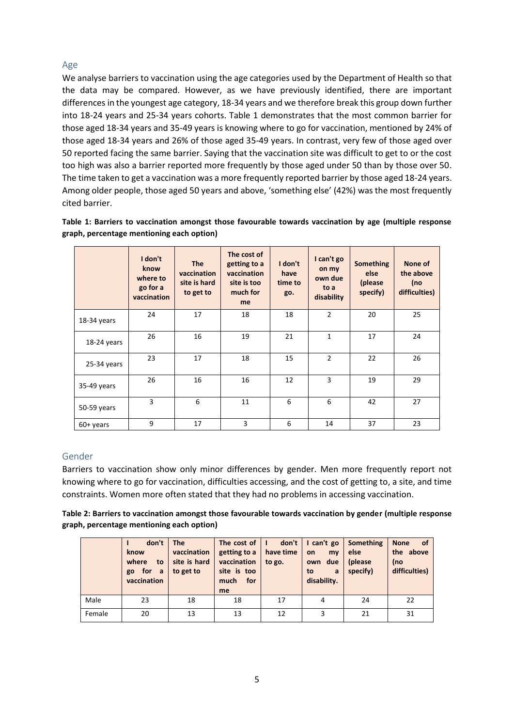## Age

We analyse barriers to vaccination using the age categories used by the Department of Health so that the data may be compared. However, as we have previously identified, there are important differences in the youngest age category, 18-34 years and we therefore break this group down further into 18-24 years and 25-34 years cohorts. Table 1 demonstrates that the most common barrier for those aged 18-34 years and 35-49 years is knowing where to go for vaccination, mentioned by 24% of those aged 18-34 years and 26% of those aged 35-49 years. In contrast, very few of those aged over 50 reported facing the same barrier. Saying that the vaccination site was difficult to get to or the cost too high was also a barrier reported more frequently by those aged under 50 than by those over 50. The time taken to get a vaccination was a more frequently reported barrier by those aged 18-24 years. Among older people, those aged 50 years and above, 'something else' (42%) was the most frequently cited barrier.

**Table 1: Barriers to vaccination amongst those favourable towards vaccination by age (multiple response graph, percentage mentioning each option)**

| | I don't know where to go for a vaccination | The vaccination site is hard to get to | The cost of getting to a vaccination site is too much for me | I don't have time to go. | I can't go on my own due to a disability | Something else (please specify) | None of the above (no difficulties) |
|---|---|---|---|---|---|---|---|
| 18-34 years | 24 | 17 | 18 | 18 | 2 | 20 | 25 |
| 18-24 years | 26 | 16 | 19 | 21 | 1 | 17 | 24 |
| 25-34 years | 23 | 17 | 18 | 15 | 2 | 22 | 26 |
| 35-49 years | 26 | 16 | 16 | 12 | 3 | 19 | 29 |
| 50-59 years | 3 | 6 | 11 | 6 | 6 | 42 | 27 |
| 60+ years | 9 | 17 | 3 | 6 | 14 | 37 | 23 |

## Gender

Barriers to vaccination show only minor differences by gender. Men more frequently report not knowing where to go for vaccination, difficulties accessing, and the cost of getting to, a site, and time constraints. Women more often stated that they had no problems in accessing vaccination.

**Table 2: Barriers to vaccination amongst those favourable towards vaccination by gender (multiple response graph, percentage mentioning each option)**

| | I don't know where to go for a vaccination | The vaccination site is hard to get to | The cost of getting to a vaccination site is too much for me | I don't have time to go. | I can't go on my own due to a disability. | Something else (please specify) | None of the above (no difficulties) |
|---|---|---|---|---|---|---|---|
| Male | 23 | 18 | 18 | 17 | 4 | 24 | 22 |
| Female | 20 | 13 | 13 | 12 | 3 | 21 | 31 |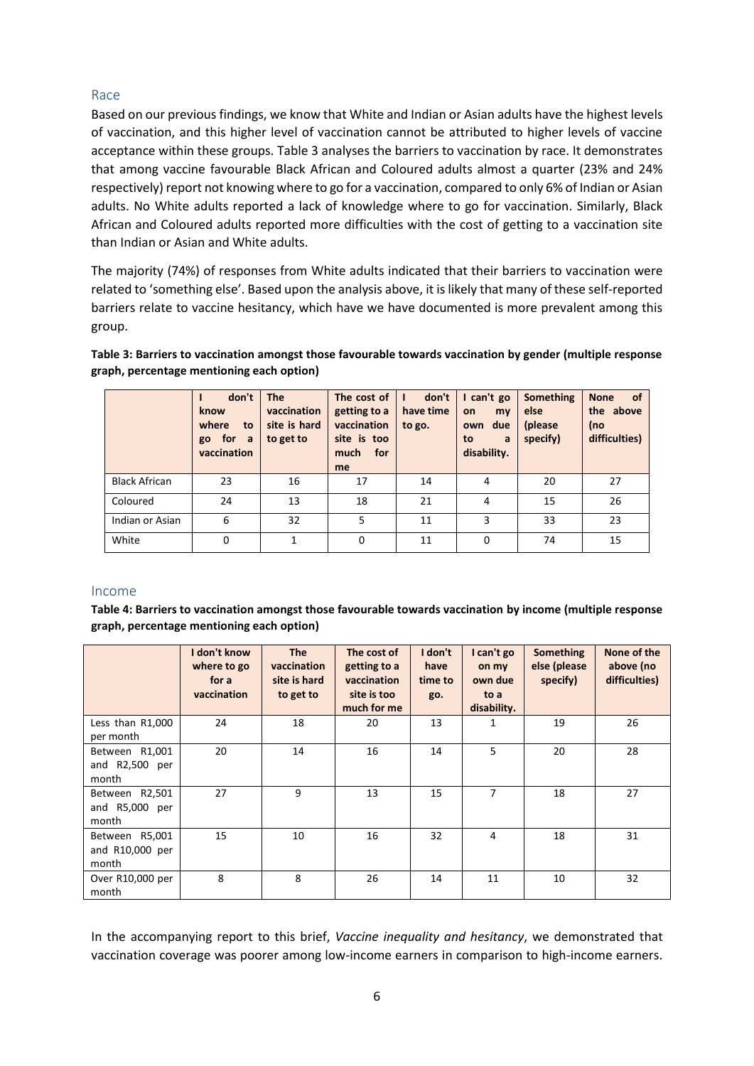## Race

Based on our previous findings, we know that White and Indian or Asian adults have the highest levels of vaccination, and this higher level of vaccination cannot be attributed to higher levels of vaccine acceptance within these groups. Table 3 analyses the barriers to vaccination by race. It demonstrates that among vaccine favourable Black African and Coloured adults almost a quarter (23% and 24% respectively) report not knowing where to go for a vaccination, compared to only 6% of Indian or Asian adults. No White adults reported a lack of knowledge where to go for vaccination. Similarly, Black African and Coloured adults reported more difficulties with the cost of getting to a vaccination site than Indian or Asian and White adults.

The majority (74%) of responses from White adults indicated that their barriers to vaccination were related to 'something else'. Based upon the analysis above, it is likely that many of these self-reported barriers relate to vaccine hesitancy, which have we have documented is more prevalent among this group.

**Table 3: Barriers to vaccination amongst those favourable towards vaccination by gender (multiple response graph, percentage mentioning each option)**

| | I don't know where to go for a vaccination | The vaccination site is hard to get to | The cost of getting to a vaccination site is too much for me | I don't have time to go. | I can't go on my own due to a disability. | Something else (please specify) | None of the above (no difficulties) |
|---|---|---|---|---|---|---|---|
| Black African | 23 | 16 | 17 | 14 | 4 | 20 | 27 |
| Coloured | 24 | 13 | 18 | 21 | 4 | 15 | 26 |
| Indian or Asian | 6 | 32 | 5 | 11 | 3 | 33 | 23 |
| White | 0 | 1 | 0 | 11 | 0 | 74 | 15 |

## Income

**Table 4: Barriers to vaccination amongst those favourable towards vaccination by income (multiple response graph, percentage mentioning each option)**

| | I don't know where to go for a vaccination | The vaccination site is hard to get to | The cost of getting to a vaccination site is too much for me | I don't have time to go. | I can't go on my own due to a disability. | Something else (please specify) | None of the above (no difficulties) |
|---|---|---|---|---|---|---|---|
| Less than R1,000 per month | 24 | 18 | 20 | 13 | 1 | 19 | 26 |
| Between R1,001 and R2,500 per month | 20 | 14 | 16 | 14 | 5 | 20 | 28 |
| Between R2,501 and R5,000 per month | 27 | 9 | 13 | 15 | 7 | 18 | 27 |
| Between R5,001 and R10,000 per month | 15 | 10 | 16 | 32 | 4 | 18 | 31 |
| Over R10,000 per month | 8 | 8 | 26 | 14 | 11 | 10 | 32 |

In the accompanying report to this brief, *Vaccine inequality and hesitancy*, we demonstrated that vaccination coverage was poorer among low-income earners in comparison to high-income earners.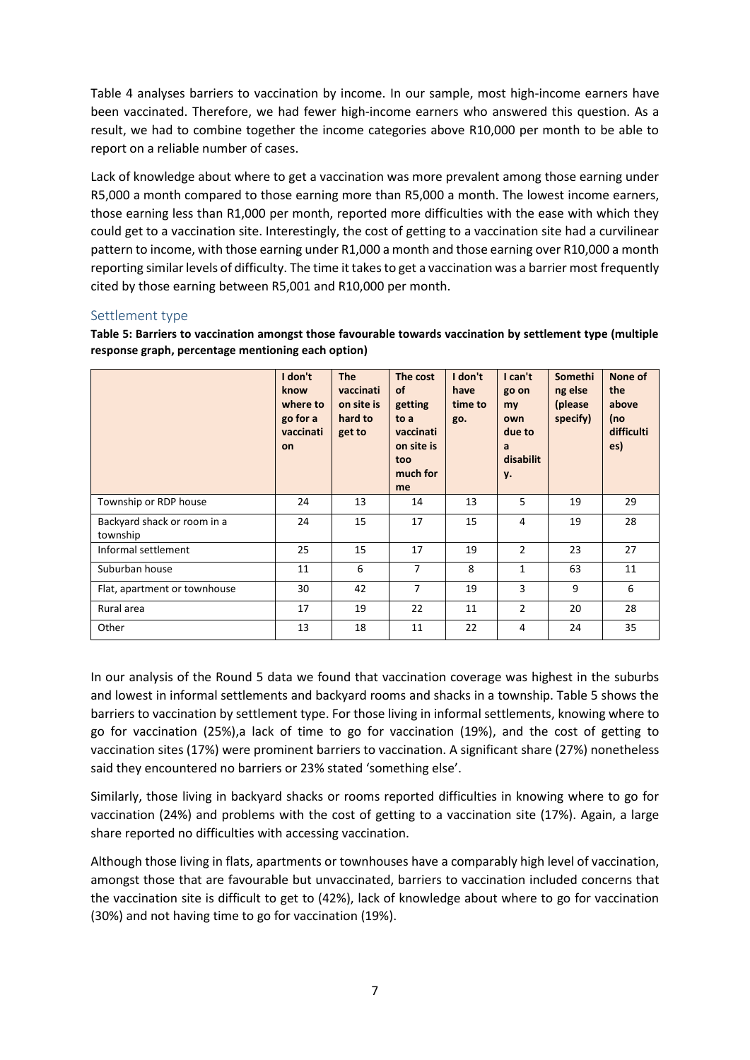Table 4 analyses barriers to vaccination by income. In our sample, most high-income earners have been vaccinated. Therefore, we had fewer high-income earners who answered this question. As a result, we had to combine together the income categories above R10,000 per month to be able to report on a reliable number of cases.

Lack of knowledge about where to get a vaccination was more prevalent among those earning under R5,000 a month compared to those earning more than R5,000 a month. The lowest income earners, those earning less than R1,000 per month, reported more difficulties with the ease with which they could get to a vaccination site. Interestingly, the cost of getting to a vaccination site had a curvilinear pattern to income, with those earning under R1,000 a month and those earning over R10,000 a month reporting similar levels of difficulty. The time it takes to get a vaccination was a barrier most frequently cited by those earning between R5,001 and R10,000 per month.

## Settlement type

**Table 5: Barriers to vaccination amongst those favourable towards vaccination by settlement type (multiple response graph, percentage mentioning each option)**

| | I don't know where to go for a vaccination | The vaccination site is hard to get to | The cost of getting to a vaccination site is too much for me | I don't have time to go. | I can't go on my own due to a disability. | Something else (please specify) | None of the above (no difficulties) |
|---|---|---|---|---|---|---|---|
| Township or RDP house | 24 | 13 | 14 | 13 | 5 | 19 | 29 |
| Backyard shack or room in a township | 24 | 15 | 17 | 15 | 4 | 19 | 28 |
| Informal settlement | 25 | 15 | 17 | 19 | 2 | 23 | 27 |
| Suburban house | 11 | 6 | 7 | 8 | 1 | 63 | 11 |
| Flat, apartment or townhouse | 30 | 42 | 7 | 19 | 3 | 9 | 6 |
| Rural area | 17 | 19 | 22 | 11 | 2 | 20 | 28 |
| Other | 13 | 18 | 11 | 22 | 4 | 24 | 35 |

In our analysis of the Round 5 data we found that vaccination coverage was highest in the suburbs and lowest in informal settlements and backyard rooms and shacks in a township. Table 5 shows the barriers to vaccination by settlement type. For those living in informal settlements, knowing where to go for vaccination (25%),a lack of time to go for vaccination (19%), and the cost of getting to vaccination sites (17%) were prominent barriers to vaccination. A significant share (27%) nonetheless said they encountered no barriers or 23% stated 'something else'.

Similarly, those living in backyard shacks or rooms reported difficulties in knowing where to go for vaccination (24%) and problems with the cost of getting to a vaccination site (17%). Again, a large share reported no difficulties with accessing vaccination.

Although those living in flats, apartments or townhouses have a comparably high level of vaccination, amongst those that are favourable but unvaccinated, barriers to vaccination included concerns that the vaccination site is difficult to get to (42%), lack of knowledge about where to go for vaccination (30%) and not having time to go for vaccination (19%).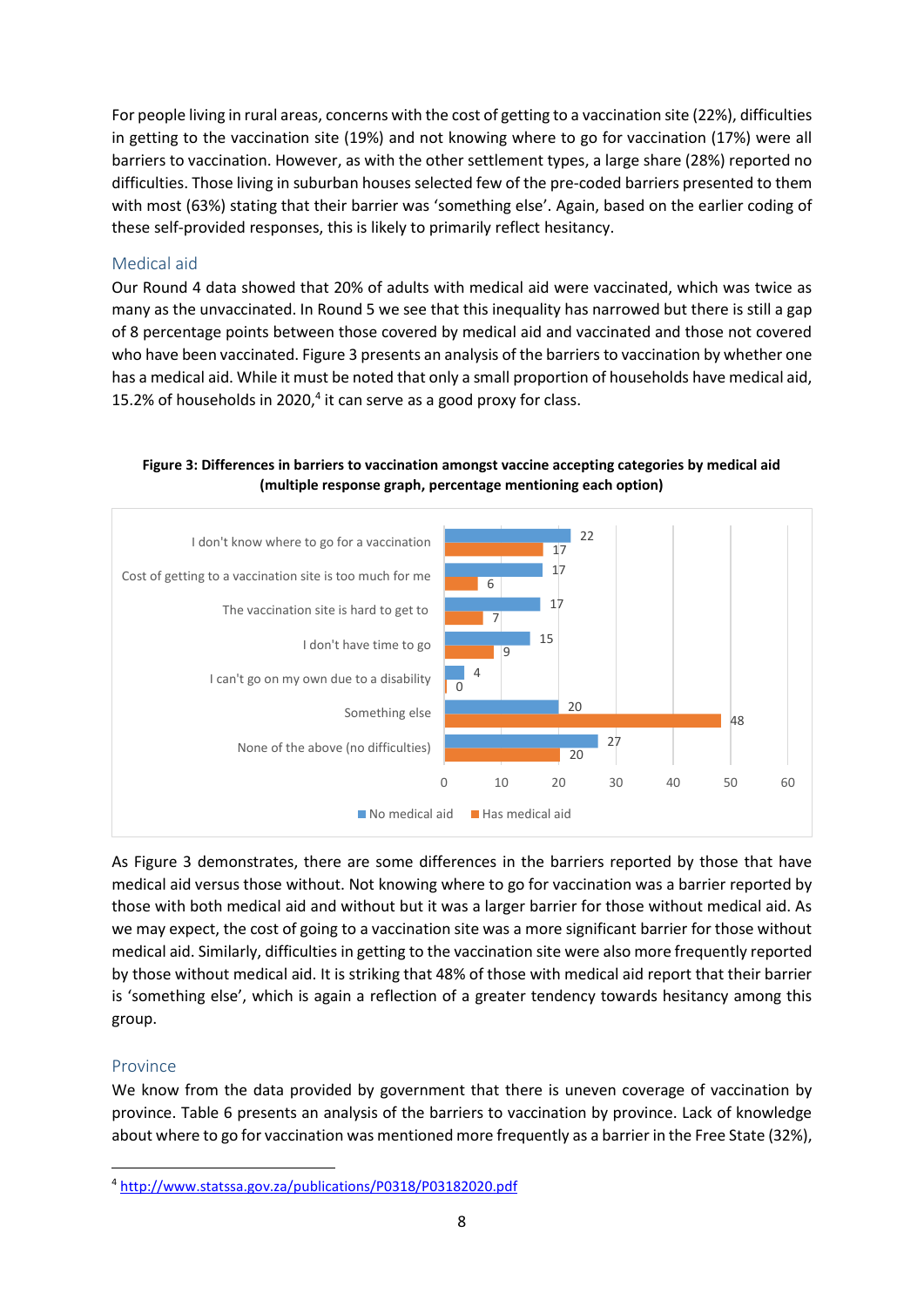For people living in rural areas, concerns with the cost of getting to a vaccination site (22%), difficulties in getting to the vaccination site (19%) and not knowing where to go for vaccination (17%) were all barriers to vaccination. However, as with the other settlement types, a large share (28%) reported no difficulties. Those living in suburban houses selected few of the pre-coded barriers presented to them with most (63%) stating that their barrier was 'something else'. Again, based on the earlier coding of these self-provided responses, this is likely to primarily reflect hesitancy.

## Medical aid

Our Round 4 data showed that 20% of adults with medical aid were vaccinated, which was twice as many as the unvaccinated. In Round 5 we see that this inequality has narrowed but there is still a gap of 8 percentage points between those covered by medical aid and vaccinated and those not covered who have been vaccinated. Figure 3 presents an analysis of the barriers to vaccination by whether one has a medical aid. While it must be noted that only a small proportion of households have medical aid, 15.2% of households in 2020,[4] it can serve as a good proxy for class.

**Figure 3: Differences in barriers to vaccination amongst vaccine accepting categories by medical aid (multiple response graph, percentage mentioning each option)**

| | No medical aid | Has medical aid |
|---|---|---|
| I don't know where to go for a vaccination | 22 | 17 |
| Cost of getting to a vaccination site is too much for me | 17 | 6 |
| The vaccination site is hard to get to | 17 | 7 |
| I don't have time to go | 15 | 9 |
| I can't go on my own due to a disability | 4 | 0 |
| Something else | 20 | 48 |
| None of the above (no difficulties) | 27 | 20 |

As Figure 3 demonstrates, there are some differences in the barriers reported by those that have medical aid versus those without. Not knowing where to go for vaccination was a barrier reported by those with both medical aid and without but it was a larger barrier for those without medical aid. As we may expect, the cost of going to a vaccination site was a more significant barrier for those without medical aid. Similarly, difficulties in getting to the vaccination site were also more frequently reported by those without medical aid. It is striking that 48% of those with medical aid report that their barrier is 'something else', which is again a reflection of a greater tendency towards hesitancy among this group.

## Province

We know from the data provided by government that there is uneven coverage of vaccination by province. Table 6 presents an analysis of the barriers to vaccination by province. Lack of knowledge about where to go for vaccination was mentioned more frequently as a barrier in the Free State (32%),

[4] http://www.statssa.gov.za/publications/P0318/P03182020.pdf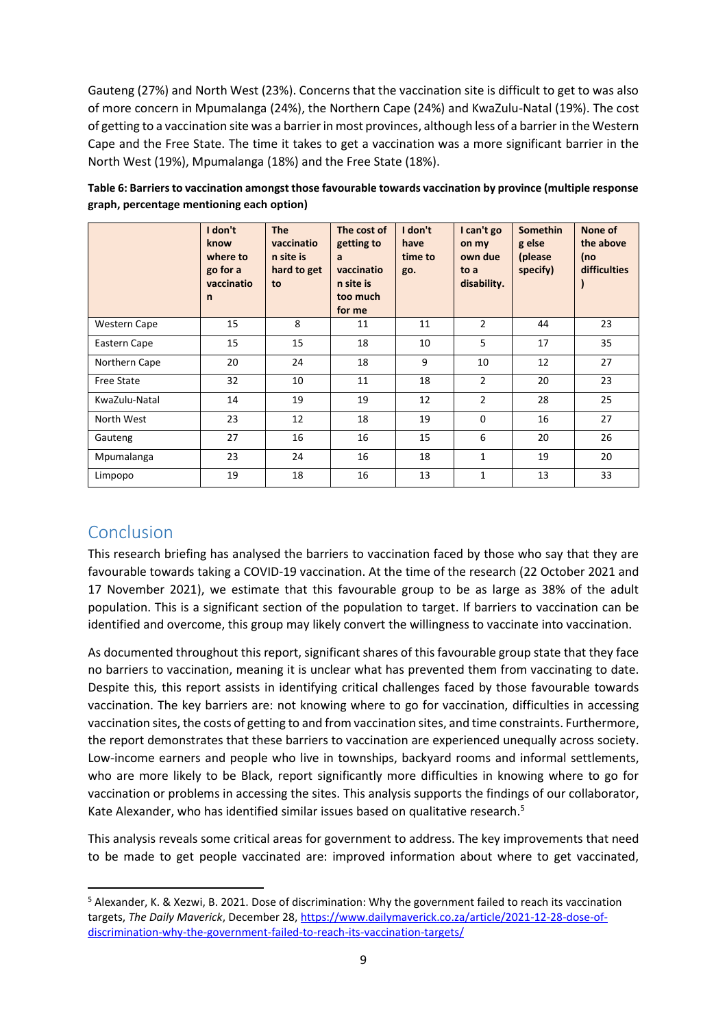Gauteng (27%) and North West (23%). Concerns that the vaccination site is difficult to get to was also of more concern in Mpumalanga (24%), the Northern Cape (24%) and KwaZulu-Natal (19%). The cost of getting to a vaccination site was a barrier in most provinces, although less of a barrier in the Western Cape and the Free State. The time it takes to get a vaccination was a more significant barrier in the North West (19%), Mpumalanga (18%) and the Free State (18%).

**Table 6: Barriers to vaccination amongst those favourable towards vaccination by province (multiple response graph, percentage mentioning each option)**

| | I don't know where to go for a vaccination | The vaccination site is hard to get to | The cost of getting to a vaccination site is too much for me | I don't have time to go. | I can't go on my own due to a disability. | Something else (please specify) | None of the above (no difficulties) |
|---|---|---|---|---|---|---|---|
| Western Cape | 15 | 8 | 11 | 11 | 2 | 44 | 23 |
| Eastern Cape | 15 | 15 | 18 | 10 | 5 | 17 | 35 |
| Northern Cape | 20 | 24 | 18 | 9 | 10 | 12 | 27 |
| Free State | 32 | 10 | 11 | 18 | 2 | 20 | 23 |
| KwaZulu-Natal | 14 | 19 | 19 | 12 | 2 | 28 | 25 |
| North West | 23 | 12 | 18 | 19 | 0 | 16 | 27 |
| Gauteng | 27 | 16 | 16 | 15 | 6 | 20 | 26 |
| Mpumalanga | 23 | 24 | 16 | 18 | 1 | 19 | 20 |
| Limpopo | 19 | 18 | 16 | 13 | 1 | 13 | 33 |

## Conclusion

This research briefing has analysed the barriers to vaccination faced by those who say that they are favourable towards taking a COVID-19 vaccination. At the time of the research (22 October 2021 and 17 November 2021), we estimate that this favourable group to be as large as 38% of the adult population. This is a significant section of the population to target. If barriers to vaccination can be identified and overcome, this group may likely convert the willingness to vaccinate into vaccination.

As documented throughout this report, significant shares of this favourable group state that they face no barriers to vaccination, meaning it is unclear what has prevented them from vaccinating to date. Despite this, this report assists in identifying critical challenges faced by those favourable towards vaccination. The key barriers are: not knowing where to go for vaccination, difficulties in accessing vaccination sites, the costs of getting to and from vaccination sites, and time constraints. Furthermore, the report demonstrates that these barriers to vaccination are experienced unequally across society. Low-income earners and people who live in townships, backyard rooms and informal settlements, who are more likely to be Black, report significantly more difficulties in knowing where to go for vaccination or problems in accessing the sites. This analysis supports the findings of our collaborator, Kate Alexander, who has identified similar issues based on qualitative research.[5]

This analysis reveals some critical areas for government to address. The key improvements that need to be made to get people vaccinated are: improved information about where to get vaccinated,

[5] Alexander, K. & Xezwi, B. 2021. Dose of discrimination: Why the government failed to reach its vaccination targets, *The Daily Maverick*, December 28, https://www.dailymaverick.co.za/article/2021-12-28-dose-of-discrimination-why-the-government-failed-to-reach-its-vaccination-targets/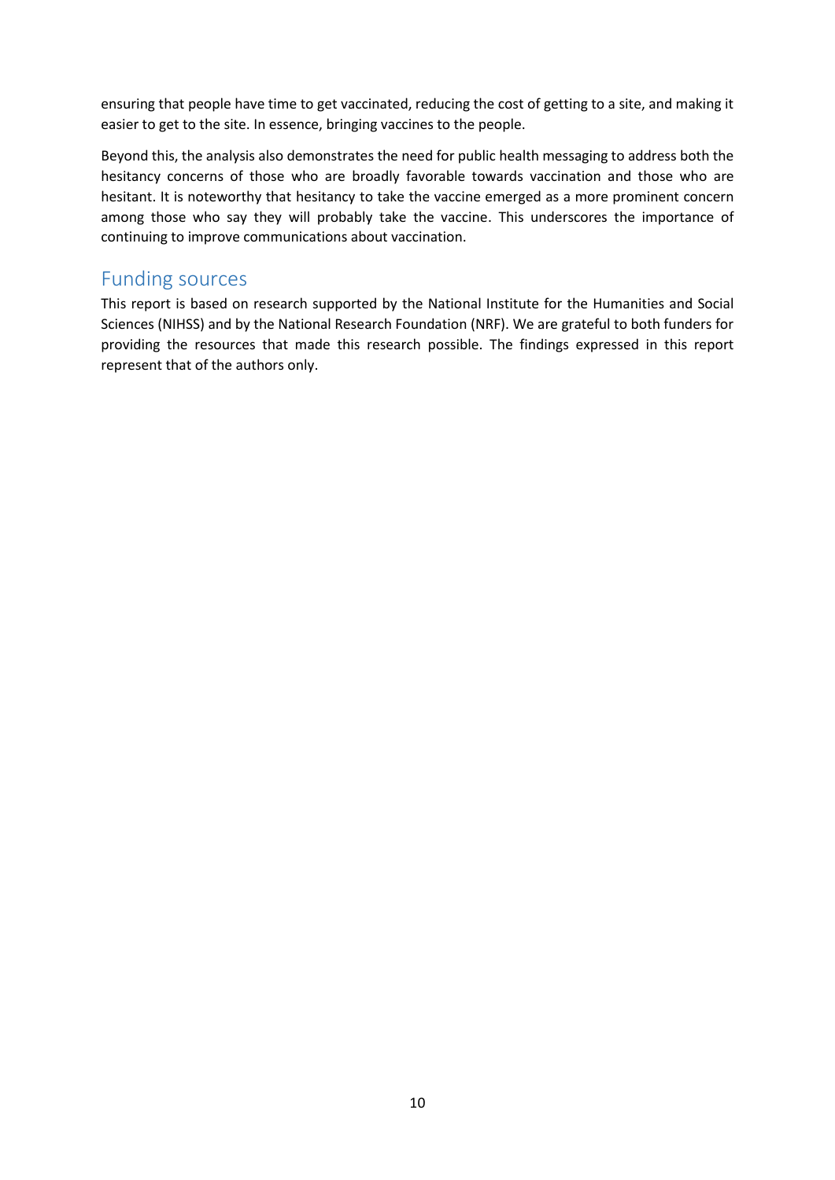ensuring that people have time to get vaccinated, reducing the cost of getting to a site, and making it easier to get to the site. In essence, bringing vaccines to the people.

Beyond this, the analysis also demonstrates the need for public health messaging to address both the hesitancy concerns of those who are broadly favorable towards vaccination and those who are hesitant. It is noteworthy that hesitancy to take the vaccine emerged as a more prominent concern among those who say they will probably take the vaccine. This underscores the importance of continuing to improve communications about vaccination.

## Funding sources

This report is based on research supported by the National Institute for the Humanities and Social Sciences (NIHSS) and by the National Research Foundation (NRF). We are grateful to both funders for providing the resources that made this research possible. The findings expressed in this report represent that of the authors only.